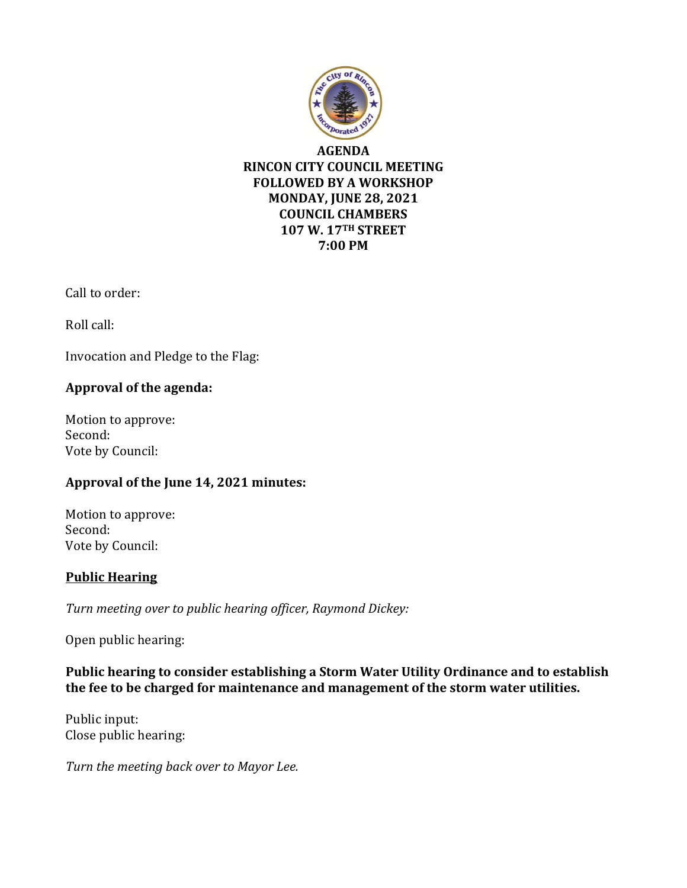# AGENDA
## RINCON CITY COUNCIL MEETING
## FOLLOWED BY A WORKSHOP
## MONDAY, JUNE 28, 2021
## COUNCIL CHAMBERS
## 107 W. 17TH STREET
## 7:00 PM

Call to order:

Roll call:

Invocation and Pledge to the Flag:

**Approval of the agenda:**

Motion to approve:
Second:
Vote by Council:

**Approval of the June 14, 2021 minutes:**

Motion to approve:
Second:
Vote by Council:

**Public Hearing**

*Turn meeting over to public hearing officer, Raymond Dickey:*

Open public hearing:

**Public hearing to consider establishing a Storm Water Utility Ordinance and to establish the fee to be charged for maintenance and management of the storm water utilities.**

Public input:
Close public hearing:

*Turn the meeting back over to Mayor Lee.*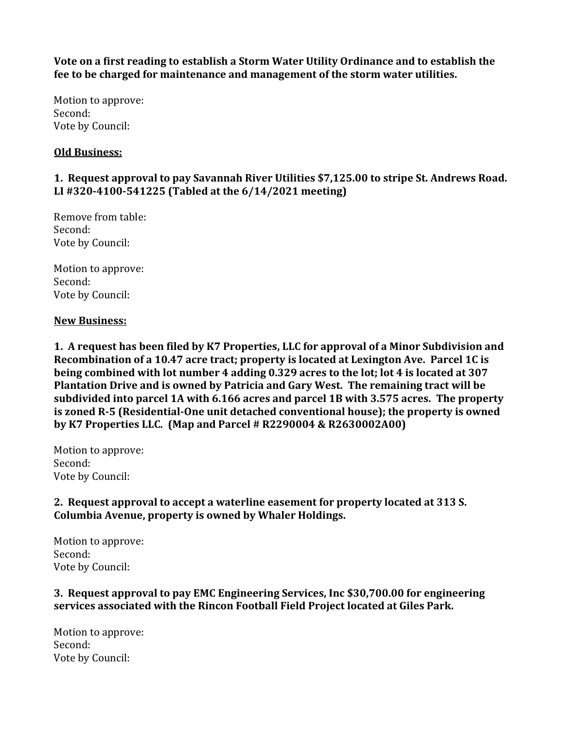**Vote on a first reading to establish a Storm Water Utility Ordinance and to establish the fee to be charged for maintenance and management of the storm water utilities.**

Motion to approve:
Second:
Vote by Council:

**<u>Old Business:</u>**

**1. Request approval to pay Savannah River Utilities $7,125.00 to stripe St. Andrews Road. LI #320-4100-541225 (Tabled at the 6/14/2021 meeting)**

Remove from table:
Second:
Vote by Council:

Motion to approve:
Second:
Vote by Council:

**<u>New Business:</u>**

**1. A request has been filed by K7 Properties, LLC for approval of a Minor Subdivision and Recombination of a 10.47 acre tract; property is located at Lexington Ave. Parcel 1C is being combined with lot number 4 adding 0.329 acres to the lot; lot 4 is located at 307 Plantation Drive and is owned by Patricia and Gary West. The remaining tract will be subdivided into parcel 1A with 6.166 acres and parcel 1B with 3.575 acres. The property is zoned R-5 (Residential-One unit detached conventional house); the property is owned by K7 Properties LLC. (Map and Parcel # R2290004 & R2630002A00)**

Motion to approve:
Second:
Vote by Council:

**2. Request approval to accept a waterline easement for property located at 313 S. Columbia Avenue, property is owned by Whaler Holdings.**

Motion to approve:
Second:
Vote by Council:

**3. Request approval to pay EMC Engineering Services, Inc $30,700.00 for engineering services associated with the Rincon Football Field Project located at Giles Park.**

Motion to approve:
Second:
Vote by Council: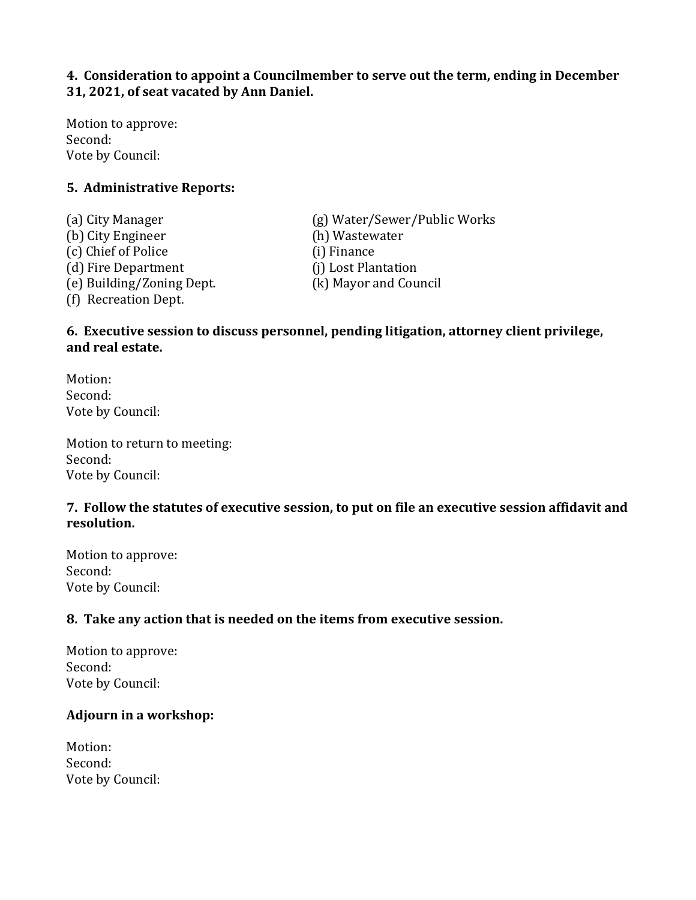**4. Consideration to appoint a Councilmember to serve out the term, ending in December 31, 2021, of seat vacated by Ann Daniel.**

Motion to approve:
Second:
Vote by Council:

**5. Administrative Reports:**

(a) City Manager
(b) City Engineer
(c) Chief of Police
(d) Fire Department
(e) Building/Zoning Dept.
(f) Recreation Dept.
(g) Water/Sewer/Public Works
(h) Wastewater
(i) Finance
(j) Lost Plantation
(k) Mayor and Council

**6. Executive session to discuss personnel, pending litigation, attorney client privilege, and real estate.**

Motion:
Second:
Vote by Council:

Motion to return to meeting:
Second:
Vote by Council:

**7. Follow the statutes of executive session, to put on file an executive session affidavit and resolution.**

Motion to approve:
Second:
Vote by Council:

**8. Take any action that is needed on the items from executive session.**

Motion to approve:
Second:
Vote by Council:

**Adjourn in a workshop:**

Motion:
Second:
Vote by Council: